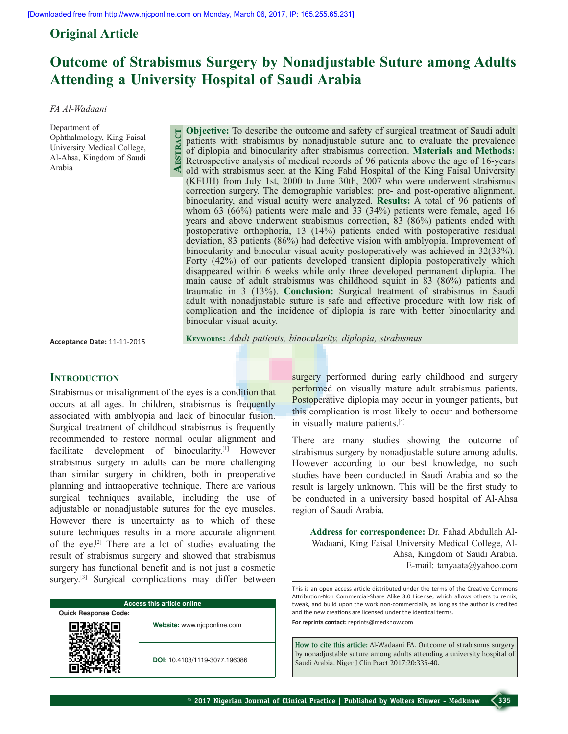Original Article

# Outcome of Strabismus Surgery by Nonadjustable Suture among Adults Attending a University Hospital of Saudi Arabia

*FA Al-Wadaani*

Department of Ophthalmology, King Faisal University Medical College, Al-Ahsa, Kingdom of Saudi Arabia

**Abstract**

**Objective:** To describe the outcome and safety of surgical treatment of Saudi adult patients with strabismus by nonadjustable suture and to evaluate the prevalence of diplopia and binocularity after strabismus correction. **Materials and Methods:** Retrospective analysis of medical records of 96 patients above the age of 16-years old with strabismus seen at the King Fahd Hospital of the King Faisal University (KFUH) from July 1st, 2000 to June 30th, 2007 who were underwent strabismus correction surgery. The demographic variables: pre- and post-operative alignment, binocularity, and visual acuity were analyzed. **Results:** A total of 96 patients of whom 63 (66%) patients were male and 33 (34%) patients were female, aged 16 years and above underwent strabismus correction, 83 (86%) patients ended with postoperative orthophoria, 13 (14%) patients ended with postoperative residual deviation, 83 patients (86%) had defective vision with amblyopia. Improvement of binocularity and binocular visual acuity postoperatively was achieved in 32(33%). Forty (42%) of our patients developed transient diplopia postoperatively which disappeared within 6 weeks while only three developed permanent diplopia. The main cause of adult strabismus was childhood squint in 83 (86%) patients and traumatic in 3 (13%). **Conclusion:** Surgical treatment of strabismus in Saudi adult with nonadjustable suture is safe and effective procedure with low risk of complication and the incidence of diplopia is rare with better binocularity and binocular visual acuity.

**Keywords:** *Adult patients, binocularity, diplopia, strabismus*

**Acceptance Date:** 11-11-2015

## Introduction

Strabismus or misalignment of the eyes is a condition that occurs at all ages. In children, strabismus is frequently associated with amblyopia and lack of binocular fusion. Surgical treatment of childhood strabismus is frequently recommended to restore normal ocular alignment and facilitate development of binocularity.[1] However strabismus surgery in adults can be more challenging than similar surgery in children, both in preoperative planning and intraoperative technique. There are various surgical techniques available, including the use of adjustable or nonadjustable sutures for the eye muscles. However there is uncertainty as to which of these suture techniques results in a more accurate alignment of the eye.[2] There are a lot of studies evaluating the result of strabismus surgery and showed that strabismus surgery has functional benefit and is not just a cosmetic surgery.[3] Surgical complications may differ between surgery performed during early childhood and surgery performed on visually mature adult strabismus patients. Postoperative diplopia may occur in younger patients, but this complication is most likely to occur and bothersome in visually mature patients.[4]

There are many studies showing the outcome of strabismus surgery by nonadjustable suture among adults. However according to our best knowledge, no such studies have been conducted in Saudi Arabia and so the result is largely unknown. This will be the first study to be conducted in a university based hospital of Al-Ahsa region of Saudi Arabia.

**Address for correspondence:** Dr. Fahad Abdullah Al-Wadaani, King Faisal University Medical College, Al-Ahsa, Kingdom of Saudi Arabia.
E-mail: tanyaata@yahoo.com

| Access this article online | |
|---|---|
| Quick Response Code: | **Website:** www.njcponline.com |
| | **DOI:** 10.4103/1119-3077.196086 |

This is an open access article distributed under the terms of the Creative Commons Attribution-Non Commercial-Share Alike 3.0 License, which allows others to remix, tweak, and build upon the work non-commercially, as long as the author is credited and the new creations are licensed under the identical terms.

**For reprints contact:** reprints@medknow.com

**How to cite this article:** Al-Wadaani FA. Outcome of strabismus surgery by nonadjustable suture among adults attending a university hospital of Saudi Arabia. Niger J Clin Pract 2017;20:335-40.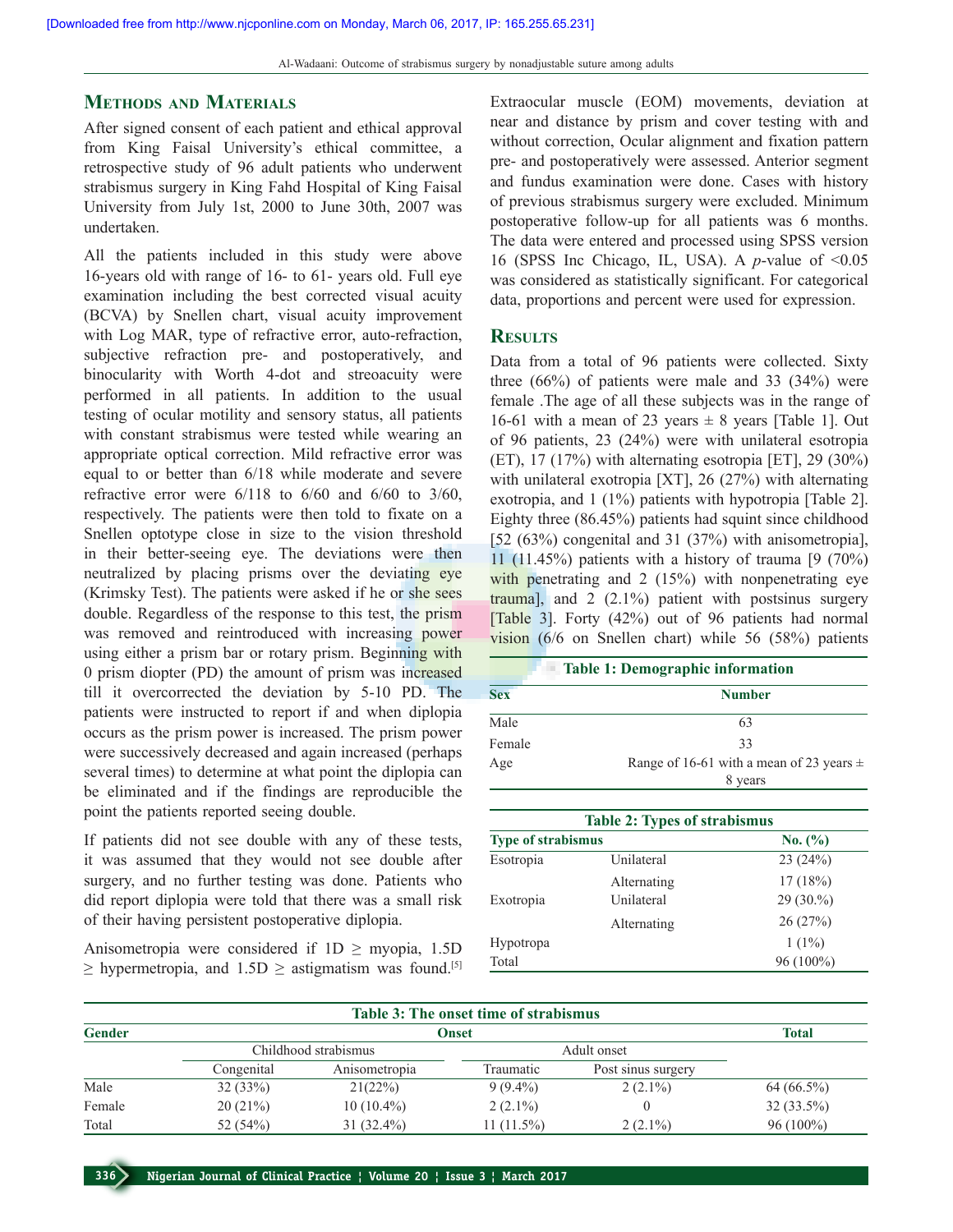## Methods and Materials

After signed consent of each patient and ethical approval from King Faisal University's ethical committee, a retrospective study of 96 adult patients who underwent strabismus surgery in King Fahd Hospital of King Faisal University from July 1st, 2000 to June 30th, 2007 was undertaken.

All the patients included in this study were above 16-years old with range of 16- to 61- years old. Full eye examination including the best corrected visual acuity (BCVA) by Snellen chart, visual acuity improvement with Log MAR, type of refractive error, auto-refraction, subjective refraction pre- and postoperatively, and binocularity with Worth 4-dot and streoacuity were performed in all patients. In addition to the usual testing of ocular motility and sensory status, all patients with constant strabismus were tested while wearing an appropriate optical correction. Mild refractive error was equal to or better than 6/18 while moderate and severe refractive error were 6/118 to 6/60 and 6/60 to 3/60, respectively. The patients were then told to fixate on a Snellen optotype close in size to the vision threshold in their better-seeing eye. The deviations were then neutralized by placing prisms over the deviating eye (Krimsky Test). The patients were asked if he or she sees double. Regardless of the response to this test, the prism was removed and reintroduced with increasing power using either a prism bar or rotary prism. Beginning with 0 prism diopter (PD) the amount of prism was increased till it overcorrected the deviation by 5-10 PD. The patients were instructed to report if and when diplopia occurs as the prism power is increased. The prism power were successively decreased and again increased (perhaps several times) to determine at what point the diplopia can be eliminated and if the findings are reproducible the point the patients reported seeing double.

If patients did not see double with any of these tests, it was assumed that they would not see double after surgery, and no further testing was done. Patients who did report diplopia were told that there was a small risk of their having persistent postoperative diplopia.

Anisometropia were considered if 1D ≥ myopia, 1.5D ≥ hypermetropia, and 1.5D ≥ astigmatism was found.[5] Extraocular muscle (EOM) movements, deviation at near and distance by prism and cover testing with and without correction, Ocular alignment and fixation pattern pre- and postoperatively were assessed. Anterior segment and fundus examination were done. Cases with history of previous strabismus surgery were excluded. Minimum postoperative follow-up for all patients was 6 months. The data were entered and processed using SPSS version 16 (SPSS Inc Chicago, IL, USA). A $p$-value of $<0.05$ was considered as statistically significant. For categorical data, proportions and percent were used for expression.

## Results

Data from a total of 96 patients were collected. Sixty three (66%) of patients were male and 33 (34%) were female .The age of all these subjects was in the range of 16-61 with a mean of 23 years ± 8 years [Table 1]. Out of 96 patients, 23 (24%) were with unilateral esotropia (ET), 17 (17%) with alternating esotropia [ET], 29 (30%) with unilateral exotropia [XT], 26 (27%) with alternating exotropia, and 1 (1%) patients with hypotropia [Table 2]. Eighty three (86.45%) patients had squint since childhood [52 (63%) congenital and 31 (37%) with anisometropia], 11 (11.45%) patients with a history of trauma [9 (70%) with penetrating and 2 (15%) with nonpenetrating eye trauma], and 2 (2.1%) patient with postsinus surgery [Table 3]. Forty (42%) out of 96 patients had normal vision (6/6 on Snellen chart) while 56 (58%) patients

**Table 1: Demographic information**

| Sex | Number |
|---|---|
| Male | 63 |
| Female | 33 |
| Age | Range of 16-61 with a mean of 23 years ± 8 years |

**Table 2: Types of strabismus**

| Type of strabismus | | No. (%) |
|---|---|---|
| Esotropia | Unilateral | 23 (24%) |
| | Alternating | 17 (18%) |
| Exotropia | Unilateral | 29 (30.%) |
| | Alternating | 26 (27%) |
| Hypotropa | | 1 (1%) |
| Total | | 96 (100%) |

**Table 3: The onset time of strabismus**

| Gender | Onset | | | | Total |
|---|---|---|---|---|---|
| | Childhood strabismus | | Adult onset | | |
| | Congenital | Anisometropia | Traumatic | Post sinus surgery | |
| Male | 32 (33%) | 21(22%) | 9 (9.4%) | 2 (2.1%) | 64 (66.5%) |
| Female | 20 (21%) | 10 (10.4%) | 2 (2.1%) | 0 | 32 (33.5%) |
| Total | 52 (54%) | 31 (32.4%) | 11 (11.5%) | 2 (2.1%) | 96 (100%) |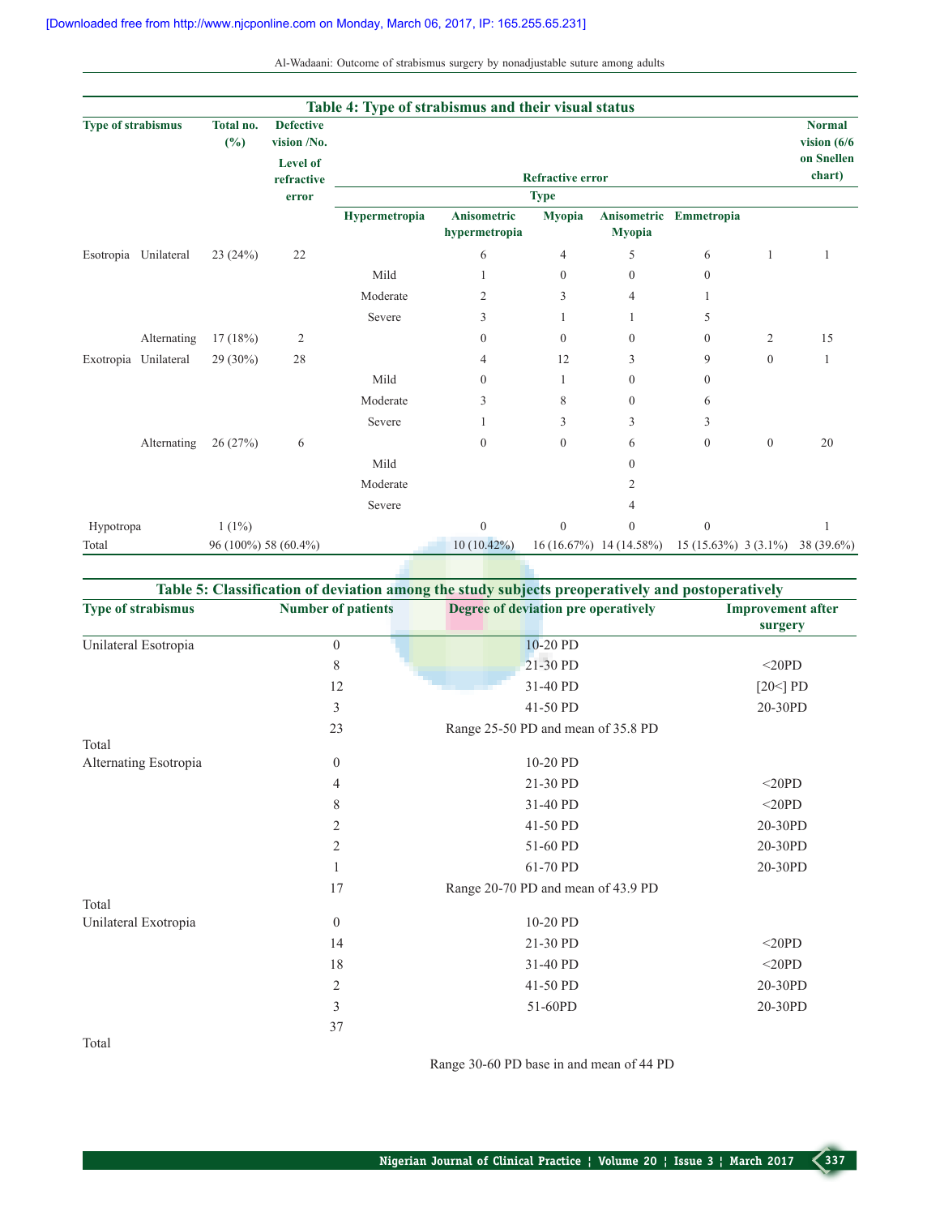**Table 4: Type of strabismus and their visual status**

| Type of strabismus | | Total no. (%) | Defective vision /No. | Level of refractive error | Refractive error – Type: Hypermetropia | Anisometric hypermetropia | Myopia | Anisometric Myopia | Emmetropia | Normal vision (6/6 on Snellen chart) |
|---|---|---|---|---|---|---|---|---|---|---|
| Esotropia | Unilateral | 23 (24%) | 22 | | 6 | 4 | 5 | 6 | 1 | 1 |
| | | | | Mild | 1 | 0 | 0 | 0 | | |
| | | | | Moderate | 2 | 3 | 4 | 1 | | |
| | | | | Severe | 3 | 1 | 1 | 5 | | |
| | Alternating | 17 (18%) | 2 | | 0 | 0 | 0 | 0 | 2 | 15 |
| Exotropia | Unilateral | 29 (30%) | 28 | | 4 | 12 | 3 | 9 | 0 | 1 |
| | | | | Mild | 0 | 1 | 0 | 0 | | |
| | | | | Moderate | 3 | 8 | 0 | 6 | | |
| | | | | Severe | 1 | 3 | 3 | 3 | | |
| | Alternating | 26 (27%) | 6 | | 0 | 0 | 6 | 0 | 0 | 20 |
| | | | | Mild | | | 0 | | | |
| | | | | Moderate | | | 2 | | | |
| | | | | Severe | | | 4 | | | |
| Hypotropa | | 1 (1%) | | | 0 | 0 | 0 | 0 | | 1 |
| Total | | 96 (100%) | 58 (60.4%) | | 10 (10.42%) | 16 (16.67%) | 14 (14.58%) | 15 (15.63%) | 3 (3.1%) | 38 (39.6%) |

**Table 5: Classification of deviation among the study subjects preoperatively and postoperatively**

| Type of strabismus | Number of patients | Degree of deviation pre operatively | Improvement after surgery |
|---|---|---|---|
| Unilateral Esotropia | 0 | 10-20 PD | |
| | 8 | 21-30 PD | <20PD |
| | 12 | 31-40 PD | [20<] PD |
| | 3 | 41-50 PD | 20-30PD |
| Total | 23 | Range 25-50 PD and mean of 35.8 PD | |
| Alternating Esotropia | 0 | 10-20 PD | |
| | 4 | 21-30 PD | <20PD |
| | 8 | 31-40 PD | <20PD |
| | 2 | 41-50 PD | 20-30PD |
| | 2 | 51-60 PD | 20-30PD |
| | 1 | 61-70 PD | 20-30PD |
| Total | 17 | Range 20-70 PD and mean of 43.9 PD | |
| Unilateral Exotropia | 0 | 10-20 PD | |
| | 14 | 21-30 PD | <20PD |
| | 18 | 31-40 PD | <20PD |
| | 2 | 41-50 PD | 20-30PD |
| | 3 | 51-60PD | 20-30PD |
| Total | 37 | Range 30-60 PD base in and mean of 44 PD | |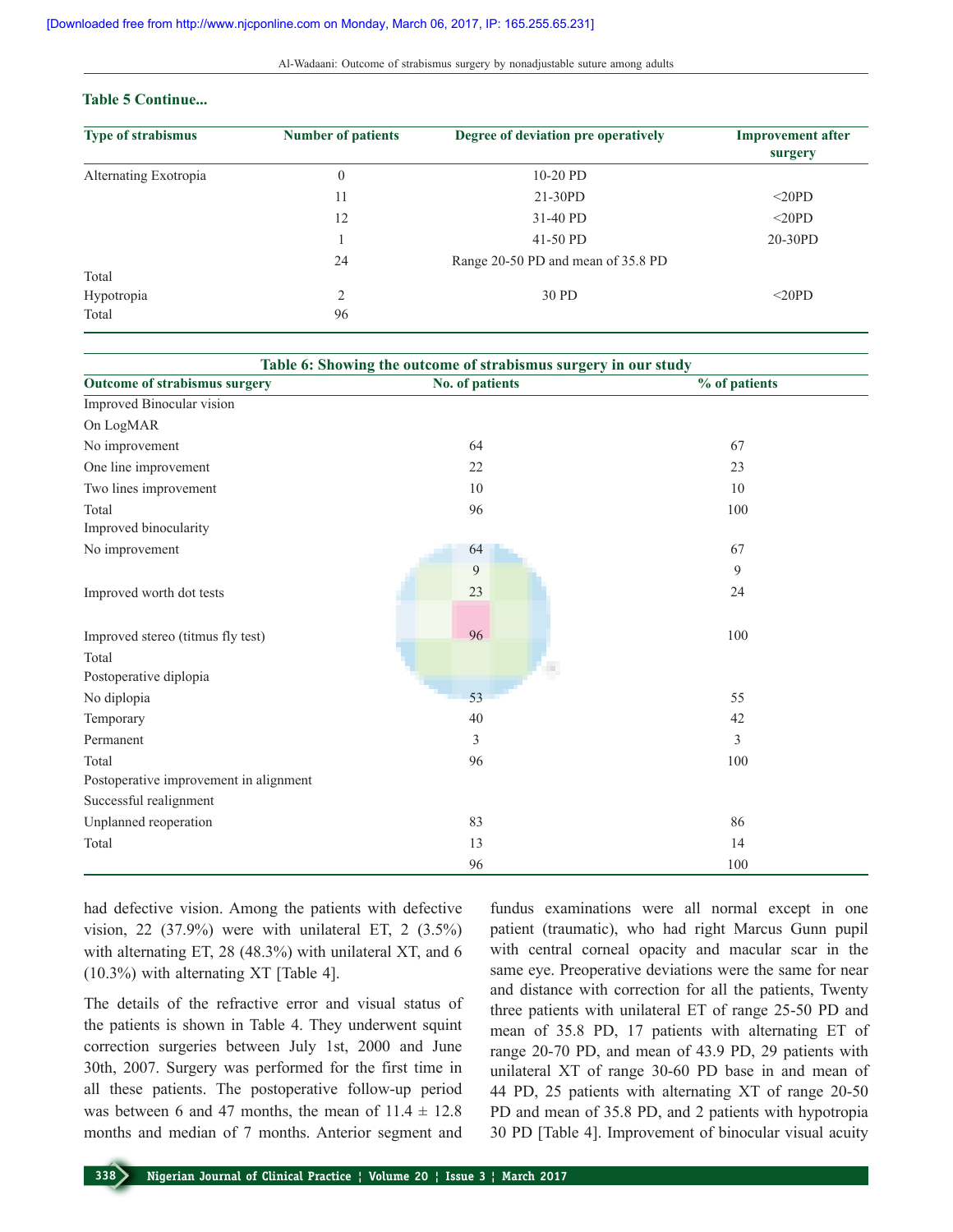**Table 5 Continue...**

| Type of strabismus | Number of patients | Degree of deviation pre operatively | Improvement after surgery |
|---|---|---|---|
| Alternating Exotropia | 0 | 10-20 PD | |
| | 11 | 21-30PD | <20PD |
| | 12 | 31-40 PD | <20PD |
| | 1 | 41-50 PD | 20-30PD |
| | 24 | Range 20-50 PD and mean of 35.8 PD | |
| Total | | | |
| Hypotropia | 2 | 30 PD | <20PD |
| Total | 96 | | |

**Table 6: Showing the outcome of strabismus surgery in our study**

| Outcome of strabismus surgery | No. of patients | % of patients |
|---|---|---|
| Improved Binocular vision | | |
| On LogMAR | | |
| No improvement | 64 | 67 |
| One line improvement | 22 | 23 |
| Two lines improvement | 10 | 10 |
| Total | 96 | 100 |
| Improved binocularity | | |
| No improvement | 64 | 67 |
| | 9 | 9 |
| Improved worth dot tests | 23 | 24 |
| Improved stereo (titmus fly test) | 96 | 100 |
| Total | | |
| Postoperative diplopia | | |
| No diplopia | 53 | 55 |
| Temporary | 40 | 42 |
| Permanent | 3 | 3 |
| Total | 96 | 100 |
| Postoperative improvement in alignment | | |
| Successful realignment | | |
| Unplanned reoperation | 83 | 86 |
| Total | 13 | 14 |
| | 96 | 100 |

had defective vision. Among the patients with defective vision, 22 (37.9%) were with unilateral ET, 2 (3.5%) with alternating ET, 28 (48.3%) with unilateral XT, and 6 (10.3%) with alternating XT [Table 4].

The details of the refractive error and visual status of the patients is shown in Table 4. They underwent squint correction surgeries between July 1st, 2000 and June 30th, 2007. Surgery was performed for the first time in all these patients. The postoperative follow-up period was between 6 and 47 months, the mean of 11.4 ± 12.8 months and median of 7 months. Anterior segment and fundus examinations were all normal except in one patient (traumatic), who had right Marcus Gunn pupil with central corneal opacity and macular scar in the same eye. Preoperative deviations were the same for near and distance with correction for all the patients, Twenty three patients with unilateral ET of range 25-50 PD and mean of 35.8 PD, 17 patients with alternating ET of range 20-70 PD, and mean of 43.9 PD, 29 patients with unilateral XT of range 30-60 PD base in and mean of 44 PD, 25 patients with alternating XT of range 20-50 PD and mean of 35.8 PD, and 2 patients with hypotropia 30 PD [Table 4]. Improvement of binocular visual acuity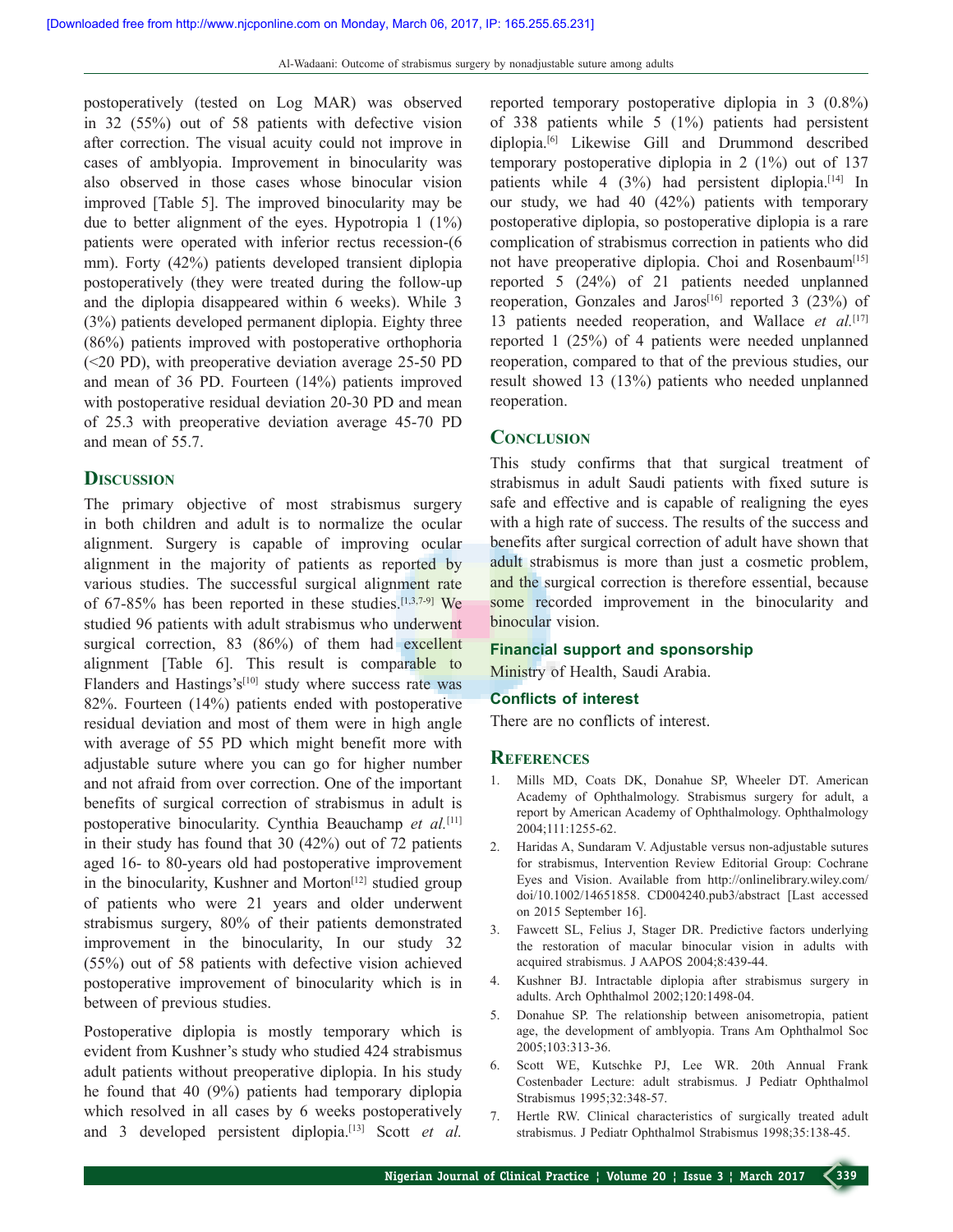postoperatively (tested on Log MAR) was observed in 32 (55%) out of 58 patients with defective vision after correction. The visual acuity could not improve in cases of amblyopia. Improvement in binocularity was also observed in those cases whose binocular vision improved [Table 5]. The improved binocularity may be due to better alignment of the eyes. Hypotropia 1 (1%) patients were operated with inferior rectus recession-(6 mm). Forty (42%) patients developed transient diplopia postoperatively (they were treated during the follow-up and the diplopia disappeared within 6 weeks). While 3 (3%) patients developed permanent diplopia. Eighty three (86%) patients improved with postoperative orthophoria (<20 PD), with preoperative deviation average 25-50 PD and mean of 36 PD. Fourteen (14%) patients improved with postoperative residual deviation 20-30 PD and mean of 25.3 with preoperative deviation average 45-70 PD and mean of 55.7.

## Discussion

The primary objective of most strabismus surgery in both children and adult is to normalize the ocular alignment. Surgery is capable of improving ocular alignment in the majority of patients as reported by various studies. The successful surgical alignment rate of 67-85% has been reported in these studies.[1,3,7-9] We studied 96 patients with adult strabismus who underwent surgical correction, 83 (86%) of them had excellent alignment [Table 6]. This result is comparable to Flanders and Hastings's[10] study where success rate was 82%. Fourteen (14%) patients ended with postoperative residual deviation and most of them were in high angle with average of 55 PD which might benefit more with adjustable suture where you can go for higher number and not afraid from over correction. One of the important benefits of surgical correction of strabismus in adult is postoperative binocularity. Cynthia Beauchamp *et al.*[11] in their study has found that 30 (42%) out of 72 patients aged 16- to 80-years old had postoperative improvement in the binocularity, Kushner and Morton[12] studied group of patients who were 21 years and older underwent strabismus surgery, 80% of their patients demonstrated improvement in the binocularity, In our study 32 (55%) out of 58 patients with defective vision achieved postoperative improvement of binocularity which is in between of previous studies.

Postoperative diplopia is mostly temporary which is evident from Kushner's study who studied 424 strabismus adult patients without preoperative diplopia. In his study he found that 40 (9%) patients had temporary diplopia which resolved in all cases by 6 weeks postoperatively and 3 developed persistent diplopia.[13] Scott *et al.* reported temporary postoperative diplopia in 3 (0.8%) of 338 patients while 5 (1%) patients had persistent diplopia.[6] Likewise Gill and Drummond described temporary postoperative diplopia in 2 (1%) out of 137 patients while 4 (3%) had persistent diplopia.[14] In our study, we had 40 (42%) patients with temporary postoperative diplopia, so postoperative diplopia is a rare complication of strabismus correction in patients who did not have preoperative diplopia. Choi and Rosenbaum[15] reported 5 (24%) of 21 patients needed unplanned reoperation, Gonzales and Jaros[16] reported 3 (23%) of 13 patients needed reoperation, and Wallace *et al.*[17] reported 1 (25%) of 4 patients were needed unplanned reoperation, compared to that of the previous studies, our result showed 13 (13%) patients who needed unplanned reoperation.

## Conclusion

This study confirms that that surgical treatment of strabismus in adult Saudi patients with fixed suture is safe and effective and is capable of realigning the eyes with a high rate of success. The results of the success and benefits after surgical correction of adult have shown that adult strabismus is more than just a cosmetic problem, and the surgical correction is therefore essential, because some recorded improvement in the binocularity and binocular vision.

### Financial support and sponsorship

Ministry of Health, Saudi Arabia.

### Conflicts of interest

There are no conflicts of interest.

## References

1. Mills MD, Coats DK, Donahue SP, Wheeler DT. American Academy of Ophthalmology. Strabismus surgery for adult, a report by American Academy of Ophthalmology. Ophthalmology 2004;111:1255-62.
2. Haridas A, Sundaram V. Adjustable versus non-adjustable sutures for strabismus, Intervention Review Editorial Group: Cochrane Eyes and Vision. Available from http://onlinelibrary.wiley.com/doi/10.1002/14651858. CD004240.pub3/abstract [Last accessed on 2015 September 16].
3. Fawcett SL, Felius J, Stager DR. Predictive factors underlying the restoration of macular binocular vision in adults with acquired strabismus. J AAPOS 2004;8:439-44.
4. Kushner BJ. Intractable diplopia after strabismus surgery in adults. Arch Ophthalmol 2002;120:1498-04.
5. Donahue SP. The relationship between anisometropia, patient age, the development of amblyopia. Trans Am Ophthalmol Soc 2005;103:313-36.
6. Scott WE, Kutschke PJ, Lee WR. 20th Annual Frank Costenbader Lecture: adult strabismus. J Pediatr Ophthalmol Strabismus 1995;32:348-57.
7. Hertle RW. Clinical characteristics of surgically treated adult strabismus. J Pediatr Ophthalmol Strabismus 1998;35:138-45.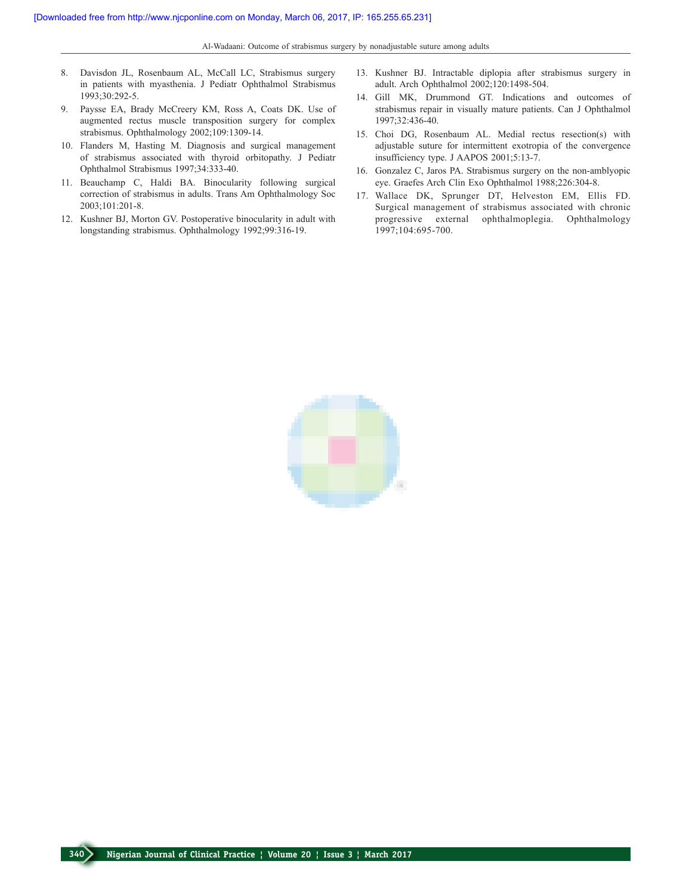8. Davisdon JL, Rosenbaum AL, McCall LC, Strabismus surgery in patients with myasthenia. J Pediatr Ophthalmol Strabismus 1993;30:292-5.
9. Paysse EA, Brady McCreery KM, Ross A, Coats DK. Use of augmented rectus muscle transposition surgery for complex strabismus. Ophthalmology 2002;109:1309-14.
10. Flanders M, Hasting M. Diagnosis and surgical management of strabismus associated with thyroid orbitopathy. J Pediatr Ophthalmol Strabismus 1997;34:333-40.
11. Beauchamp C, Haldi BA. Binocularity following surgical correction of strabismus in adults. Trans Am Ophthalmology Soc 2003;101:201-8.
12. Kushner BJ, Morton GV. Postoperative binocularity in adult with longstanding strabismus. Ophthalmology 1992;99:316-19.
13. Kushner BJ. Intractable diplopia after strabismus surgery in adult. Arch Ophthalmol 2002;120:1498-504.
14. Gill MK, Drummond GT. Indications and outcomes of strabismus repair in visually mature patients. Can J Ophthalmol 1997;32:436-40.
15. Choi DG, Rosenbaum AL. Medial rectus resection(s) with adjustable suture for intermittent exotropia of the convergence insufficiency type. J AAPOS 2001;5:13-7.
16. Gonzalez C, Jaros PA. Strabismus surgery on the non-amblyopic eye. Graefes Arch Clin Exo Ophthalmol 1988;226:304-8.
17. Wallace DK, Sprunger DT, Helveston EM, Ellis FD. Surgical management of strabismus associated with chronic progressive external ophthalmoplegia. Ophthalmology 1997;104:695-700.